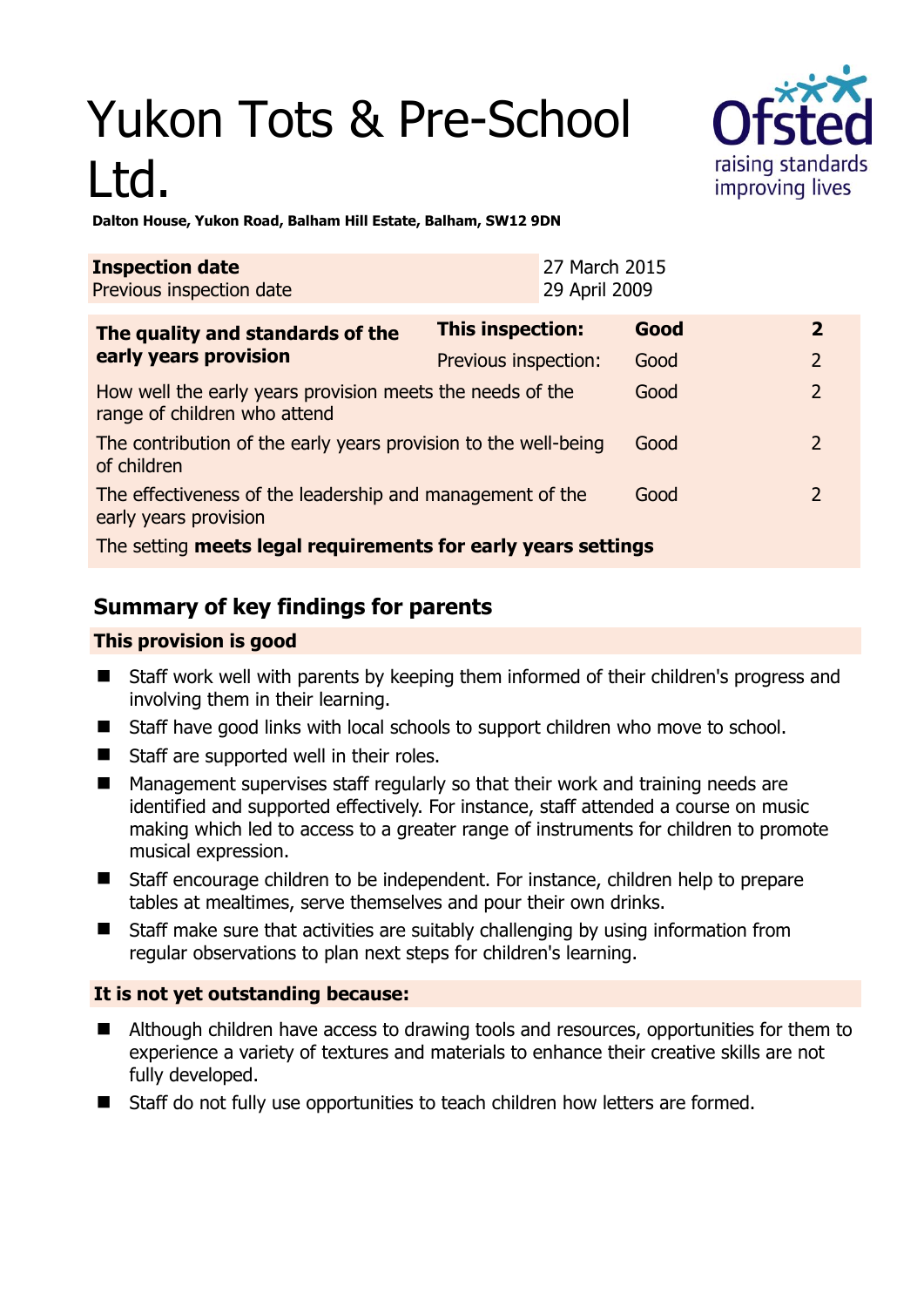# Yukon Tots & Pre-School Ltd.

**Dalton House, Yukon Road, Balham Hill Estate, Balham, SW12 9DN**

| | |
|---|---|
| **Inspection date** | 27 March 2015 |
| Previous inspection date | 29 April 2009 |

| | | | |
|---|---|---|---|
| **The quality and standards of the early years provision** | **This inspection:** | **Good** | **2** |
| | Previous inspection: | Good | 2 |
| How well the early years provision meets the needs of the range of children who attend | | Good | 2 |
| The contribution of the early years provision to the well-being of children | | Good | 2 |
| The effectiveness of the leadership and management of the early years provision | | Good | 2 |
| The setting **meets legal requirements for early years settings** | | | |

## Summary of key findings for parents

### This provision is good

- Staff work well with parents by keeping them informed of their children's progress and involving them in their learning.
- Staff have good links with local schools to support children who move to school.
- Staff are supported well in their roles.
- Management supervises staff regularly so that their work and training needs are identified and supported effectively. For instance, staff attended a course on music making which led to access to a greater range of instruments for children to promote musical expression.
- Staff encourage children to be independent. For instance, children help to prepare tables at mealtimes, serve themselves and pour their own drinks.
- Staff make sure that activities are suitably challenging by using information from regular observations to plan next steps for children's learning.

### It is not yet outstanding because:

- Although children have access to drawing tools and resources, opportunities for them to experience a variety of textures and materials to enhance their creative skills are not fully developed.
- Staff do not fully use opportunities to teach children how letters are formed.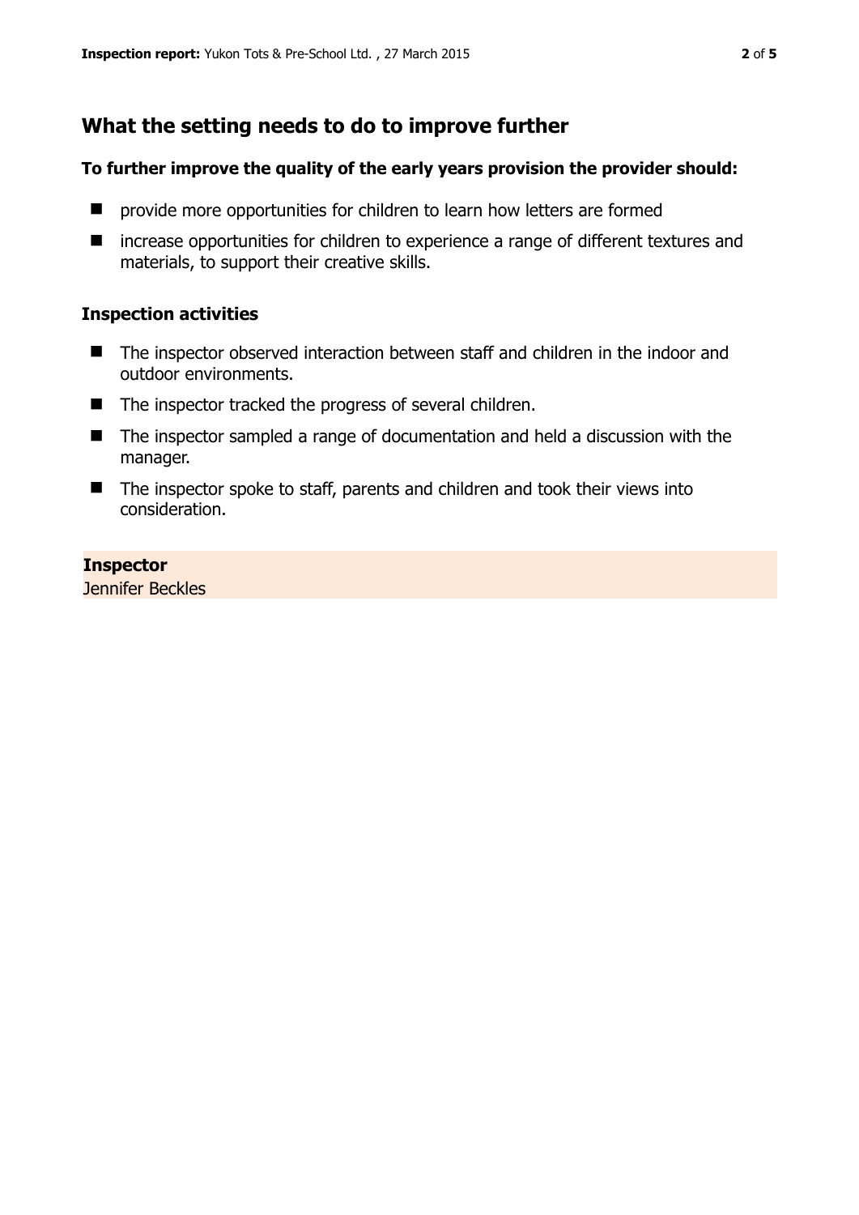## What the setting needs to do to improve further

### To further improve the quality of the early years provision the provider should:

- provide more opportunities for children to learn how letters are formed
- increase opportunities for children to experience a range of different textures and materials, to support their creative skills.

### Inspection activities

- The inspector observed interaction between staff and children in the indoor and outdoor environments.
- The inspector tracked the progress of several children.
- The inspector sampled a range of documentation and held a discussion with the manager.
- The inspector spoke to staff, parents and children and took their views into consideration.

**Inspector**
Jennifer Beckles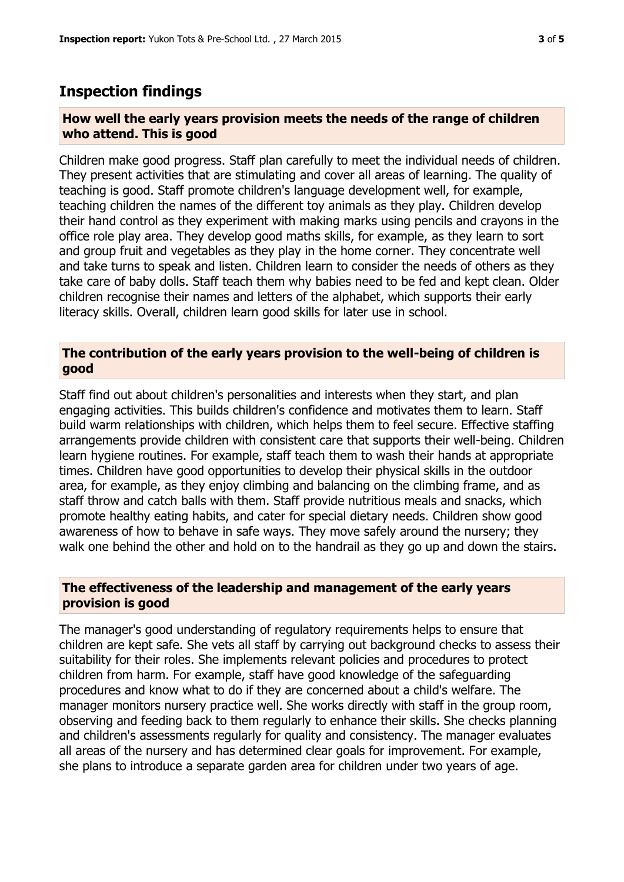## Inspection findings

### How well the early years provision meets the needs of the range of children who attend. This is good

Children make good progress. Staff plan carefully to meet the individual needs of children. They present activities that are stimulating and cover all areas of learning. The quality of teaching is good. Staff promote children's language development well, for example, teaching children the names of the different toy animals as they play. Children develop their hand control as they experiment with making marks using pencils and crayons in the office role play area. They develop good maths skills, for example, as they learn to sort and group fruit and vegetables as they play in the home corner. They concentrate well and take turns to speak and listen. Children learn to consider the needs of others as they take care of baby dolls. Staff teach them why babies need to be fed and kept clean. Older children recognise their names and letters of the alphabet, which supports their early literacy skills. Overall, children learn good skills for later use in school.

### The contribution of the early years provision to the well-being of children is good

Staff find out about children's personalities and interests when they start, and plan engaging activities. This builds children's confidence and motivates them to learn. Staff build warm relationships with children, which helps them to feel secure. Effective staffing arrangements provide children with consistent care that supports their well-being. Children learn hygiene routines. For example, staff teach them to wash their hands at appropriate times. Children have good opportunities to develop their physical skills in the outdoor area, for example, as they enjoy climbing and balancing on the climbing frame, and as staff throw and catch balls with them. Staff provide nutritious meals and snacks, which promote healthy eating habits, and cater for special dietary needs. Children show good awareness of how to behave in safe ways. They move safely around the nursery; they walk one behind the other and hold on to the handrail as they go up and down the stairs.

### The effectiveness of the leadership and management of the early years provision is good

The manager's good understanding of regulatory requirements helps to ensure that children are kept safe. She vets all staff by carrying out background checks to assess their suitability for their roles. She implements relevant policies and procedures to protect children from harm. For example, staff have good knowledge of the safeguarding procedures and know what to do if they are concerned about a child's welfare. The manager monitors nursery practice well. She works directly with staff in the group room, observing and feeding back to them regularly to enhance their skills. She checks planning and children's assessments regularly for quality and consistency. The manager evaluates all areas of the nursery and has determined clear goals for improvement. For example, she plans to introduce a separate garden area for children under two years of age.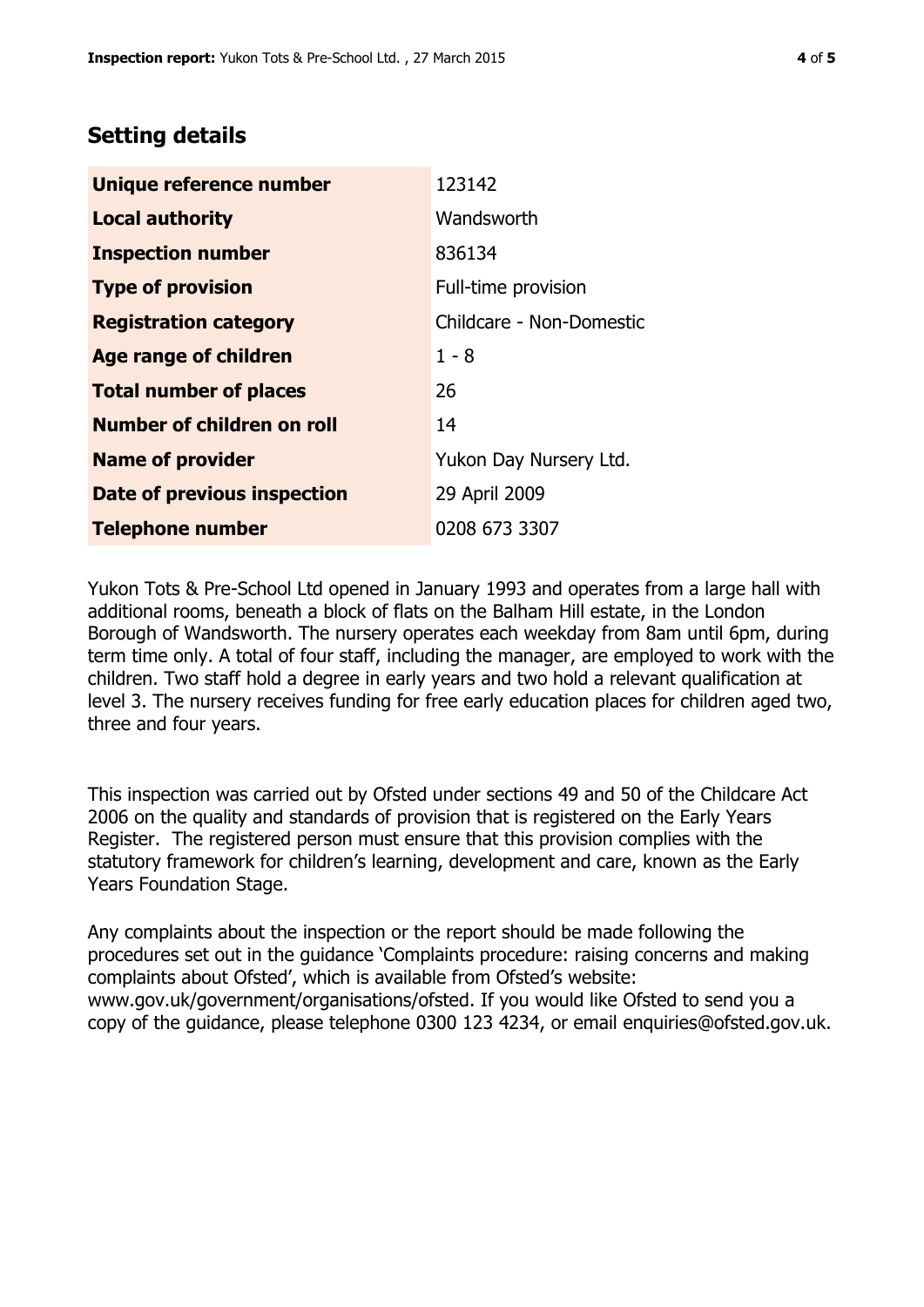## Setting details

| Unique reference number | 123142 |
|---|---|
| Local authority | Wandsworth |
| Inspection number | 836134 |
| Type of provision | Full-time provision |
| Registration category | Childcare - Non-Domestic |
| Age range of children | 1 - 8 |
| Total number of places | 26 |
| Number of children on roll | 14 |
| Name of provider | Yukon Day Nursery Ltd. |
| Date of previous inspection | 29 April 2009 |
| Telephone number | 0208 673 3307 |

Yukon Tots & Pre-School Ltd opened in January 1993 and operates from a large hall with additional rooms, beneath a block of flats on the Balham Hill estate, in the London Borough of Wandsworth. The nursery operates each weekday from 8am until 6pm, during term time only. A total of four staff, including the manager, are employed to work with the children. Two staff hold a degree in early years and two hold a relevant qualification at level 3. The nursery receives funding for free early education places for children aged two, three and four years.

This inspection was carried out by Ofsted under sections 49 and 50 of the Childcare Act 2006 on the quality and standards of provision that is registered on the Early Years Register. The registered person must ensure that this provision complies with the statutory framework for children's learning, development and care, known as the Early Years Foundation Stage.

Any complaints about the inspection or the report should be made following the procedures set out in the guidance 'Complaints procedure: raising concerns and making complaints about Ofsted', which is available from Ofsted's website: www.gov.uk/government/organisations/ofsted. If you would like Ofsted to send you a copy of the guidance, please telephone 0300 123 4234, or email enquiries@ofsted.gov.uk.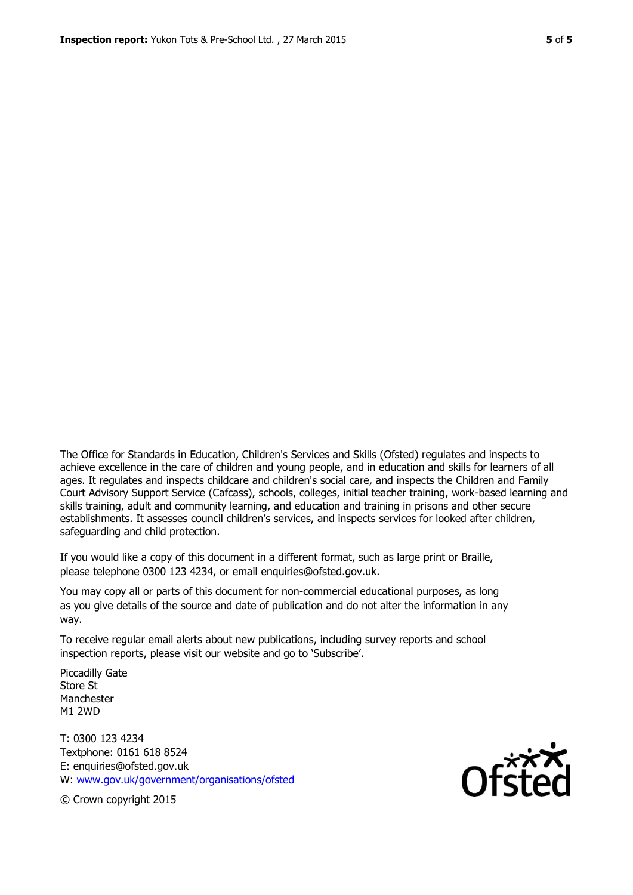The Office for Standards in Education, Children's Services and Skills (Ofsted) regulates and inspects to achieve excellence in the care of children and young people, and in education and skills for learners of all ages. It regulates and inspects childcare and children's social care, and inspects the Children and Family Court Advisory Support Service (Cafcass), schools, colleges, initial teacher training, work-based learning and skills training, adult and community learning, and education and training in prisons and other secure establishments. It assesses council children's services, and inspects services for looked after children, safeguarding and child protection.

If you would like a copy of this document in a different format, such as large print or Braille, please telephone 0300 123 4234, or email enquiries@ofsted.gov.uk.

You may copy all or parts of this document for non-commercial educational purposes, as long as you give details of the source and date of publication and do not alter the information in any way.

To receive regular email alerts about new publications, including survey reports and school inspection reports, please visit our website and go to 'Subscribe'.

Piccadilly Gate
Store St
Manchester
M1 2WD

T: 0300 123 4234
Textphone: 0161 618 8524
E: enquiries@ofsted.gov.uk
W: www.gov.uk/government/organisations/ofsted

© Crown copyright 2015